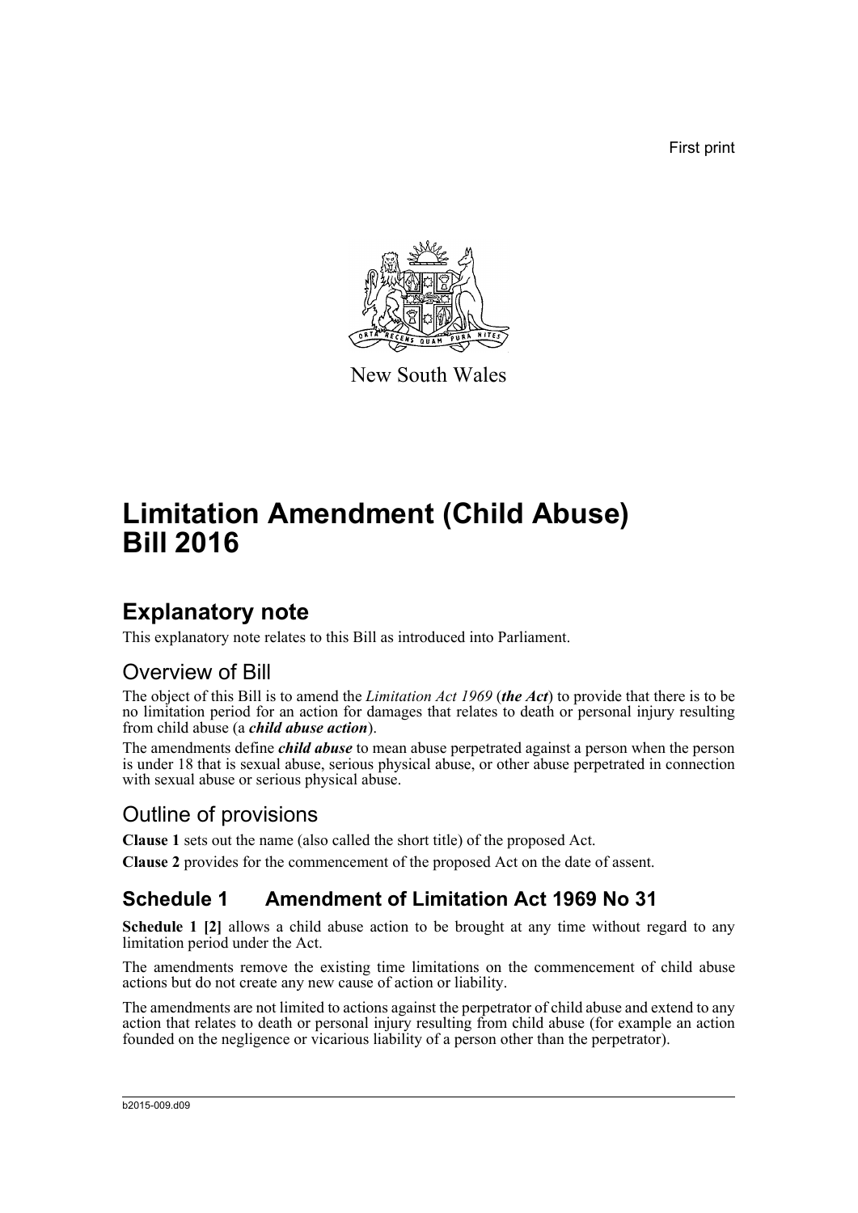First print

New South Wales

# Limitation Amendment (Child Abuse) Bill 2016

## Explanatory note

This explanatory note relates to this Bill as introduced into Parliament.

### Overview of Bill

The object of this Bill is to amend the *Limitation Act 1969* (***the Act***) to provide that there is to be no limitation period for an action for damages that relates to death or personal injury resulting from child abuse (a ***child abuse action***).

The amendments define ***child abuse*** to mean abuse perpetrated against a person when the person is under 18 that is sexual abuse, serious physical abuse, or other abuse perpetrated in connection with sexual abuse or serious physical abuse.

### Outline of provisions

**Clause 1** sets out the name (also called the short title) of the proposed Act.

**Clause 2** provides for the commencement of the proposed Act on the date of assent.

## Schedule 1 Amendment of Limitation Act 1969 No 31

**Schedule 1 [2]** allows a child abuse action to be brought at any time without regard to any limitation period under the Act.

The amendments remove the existing time limitations on the commencement of child abuse actions but do not create any new cause of action or liability.

The amendments are not limited to actions against the perpetrator of child abuse and extend to any action that relates to death or personal injury resulting from child abuse (for example an action founded on the negligence or vicarious liability of a person other than the perpetrator).

b2015-009.d09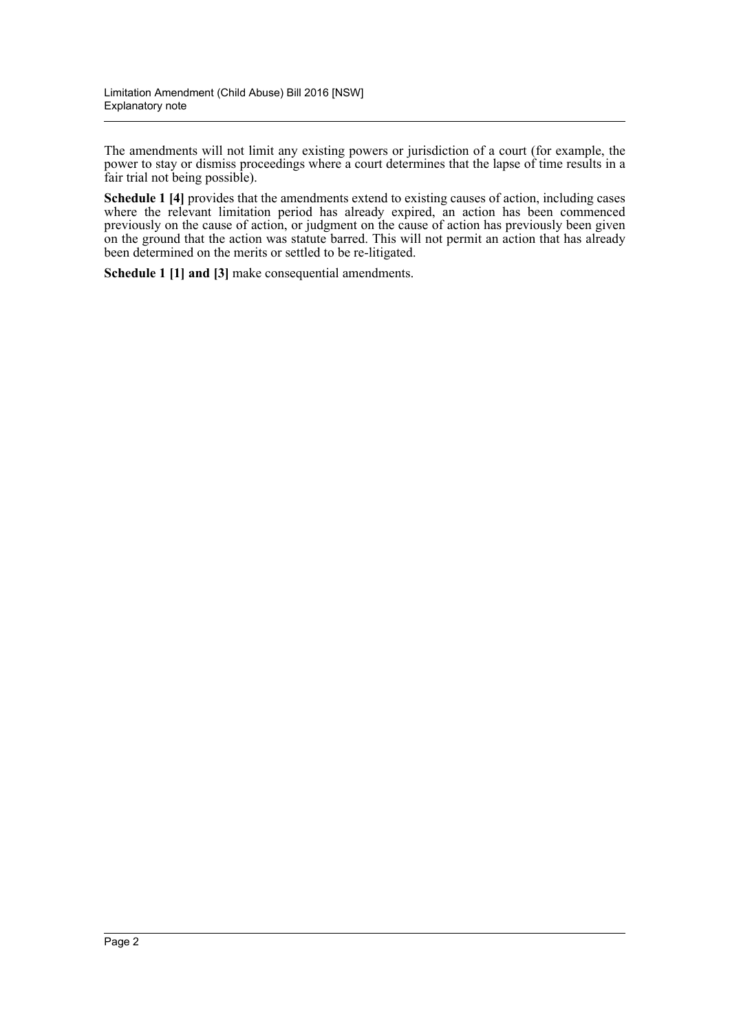The amendments will not limit any existing powers or jurisdiction of a court (for example, the power to stay or dismiss proceedings where a court determines that the lapse of time results in a fair trial not being possible).

**Schedule 1 [4]** provides that the amendments extend to existing causes of action, including cases where the relevant limitation period has already expired, an action has been commenced previously on the cause of action, or judgment on the cause of action has previously been given on the ground that the action was statute barred. This will not permit an action that has already been determined on the merits or settled to be re-litigated.

**Schedule 1 [1] and [3]** make consequential amendments.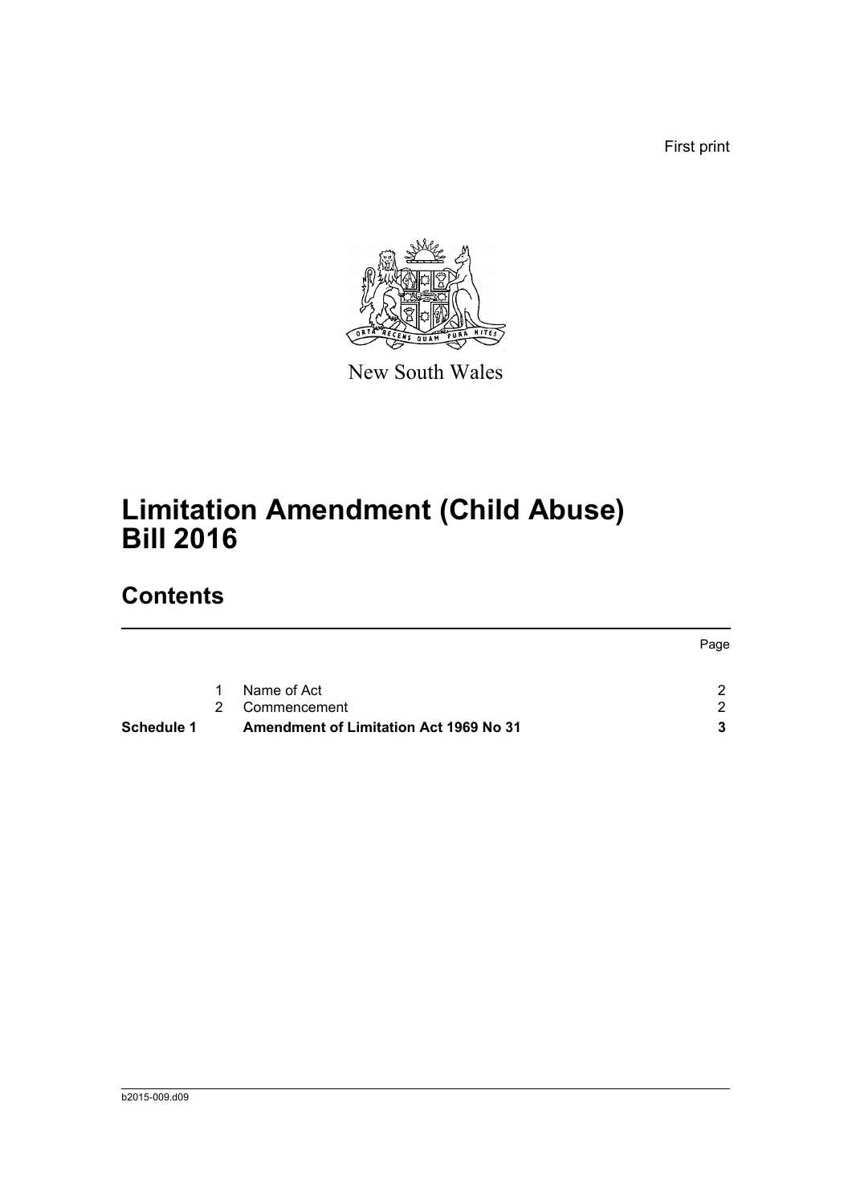First print

New South Wales

# Limitation Amendment (Child Abuse) Bill 2016

## Contents

| | | | Page |
|---|---|---|---|
| | 1 | Name of Act | 2 |
| | 2 | Commencement | 2 |
| **Schedule 1** | | **Amendment of Limitation Act 1969 No 31** | **3** |

b2015-009.d09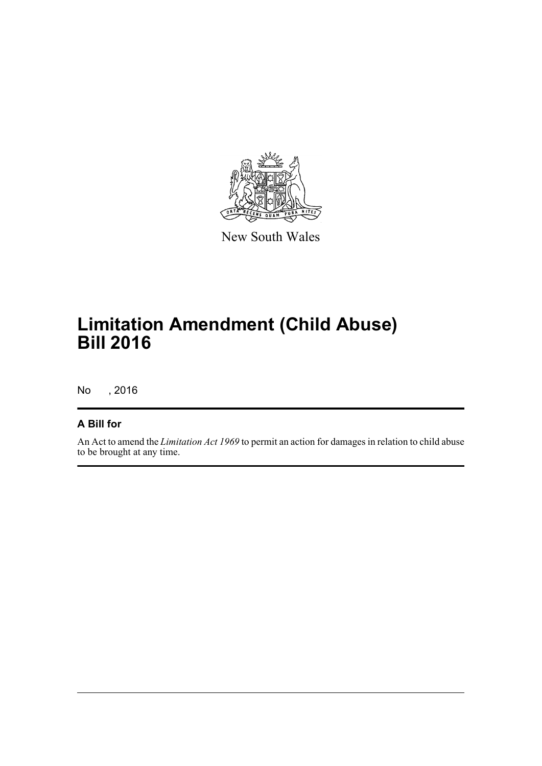New South Wales

# Limitation Amendment (Child Abuse) Bill 2016

No , 2016

## A Bill for

An Act to amend the *Limitation Act 1969* to permit an action for damages in relation to child abuse to be brought at any time.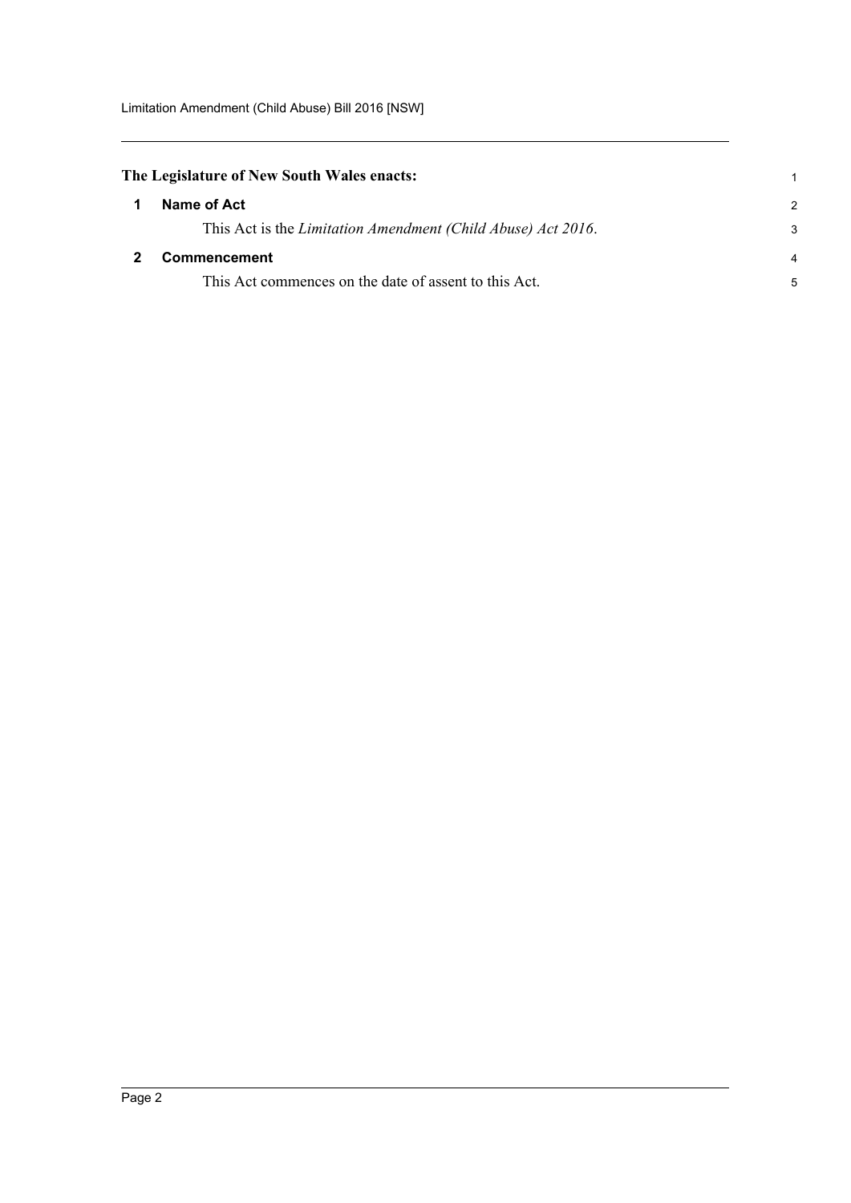**The Legislature of New South Wales enacts:**

## 1 Name of Act

This Act is the *Limitation Amendment (Child Abuse) Act 2016*.

## 2 Commencement

This Act commences on the date of assent to this Act.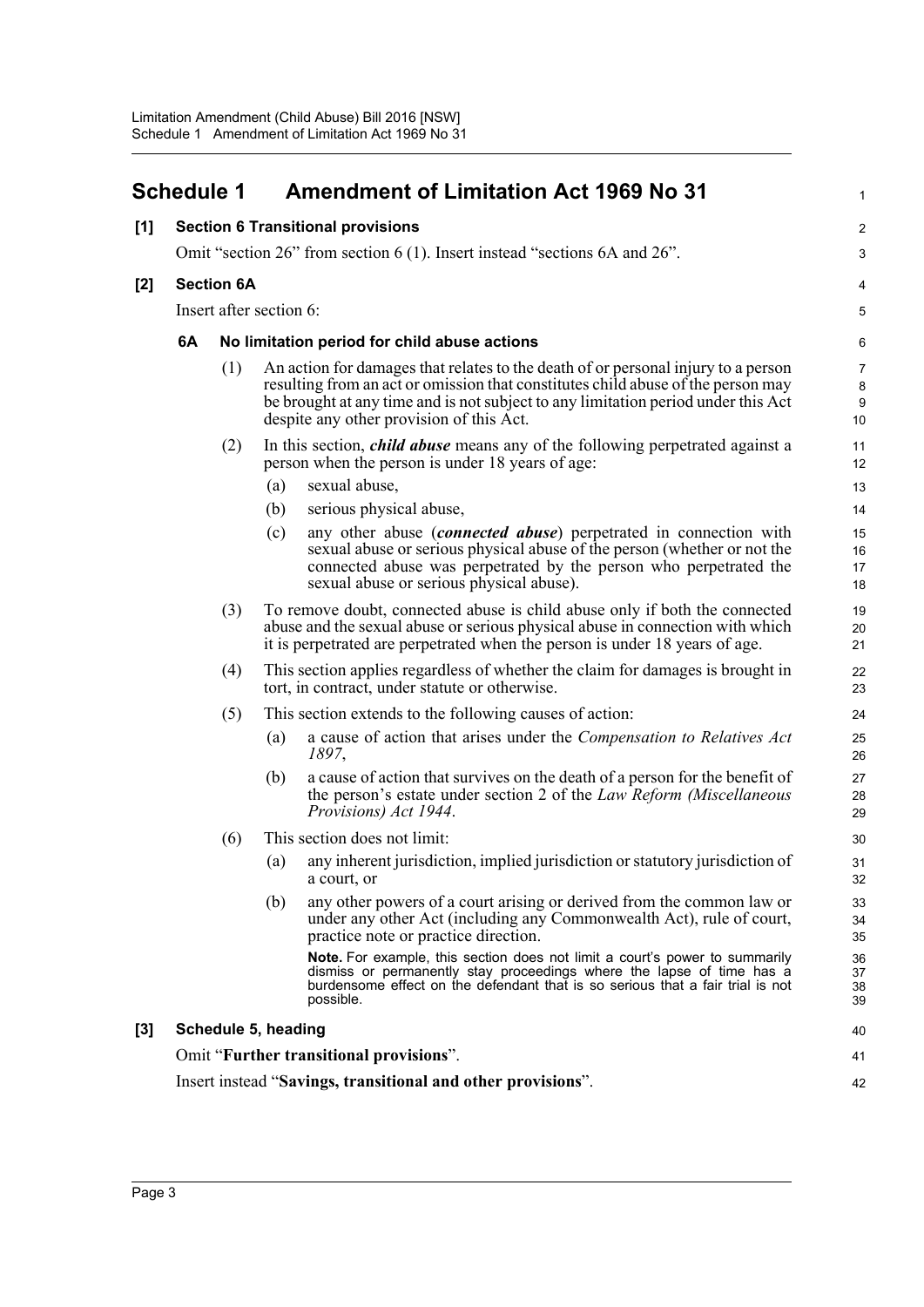## Schedule 1 Amendment of Limitation Act 1969 No 31

**[1] Section 6 Transitional provisions**

Omit "section 26" from section 6 (1). Insert instead "sections 6A and 26".

**[2] Section 6A**

Insert after section 6:

### 6A No limitation period for child abuse actions

(1) An action for damages that relates to the death of or personal injury to a person resulting from an act or omission that constitutes child abuse of the person may be brought at any time and is not subject to any limitation period under this Act despite any other provision of this Act.

(2) In this section, ***child abuse*** means any of the following perpetrated against a person when the person is under 18 years of age:

- (a) sexual abuse,
- (b) serious physical abuse,
- (c) any other abuse (***connected abuse***) perpetrated in connection with sexual abuse or serious physical abuse of the person (whether or not the connected abuse was perpetrated by the person who perpetrated the sexual abuse or serious physical abuse).

(3) To remove doubt, connected abuse is child abuse only if both the connected abuse and the sexual abuse or serious physical abuse in connection with which it is perpetrated are perpetrated when the person is under 18 years of age.

(4) This section applies regardless of whether the claim for damages is brought in tort, in contract, under statute or otherwise.

(5) This section extends to the following causes of action:

- (a) a cause of action that arises under the *Compensation to Relatives Act 1897*,
- (b) a cause of action that survives on the death of a person for the benefit of the person's estate under section 2 of the *Law Reform (Miscellaneous Provisions) Act 1944*.

(6) This section does not limit:

- (a) any inherent jurisdiction, implied jurisdiction or statutory jurisdiction of a court, or
- (b) any other powers of a court arising or derived from the common law or under any other Act (including any Commonwealth Act), rule of court, practice note or practice direction.

**Note.** For example, this section does not limit a court's power to summarily dismiss or permanently stay proceedings where the lapse of time has a burdensome effect on the defendant that is so serious that a fair trial is not possible.

**[3] Schedule 5, heading**

Omit "**Further transitional provisions**".

Insert instead "**Savings, transitional and other provisions**".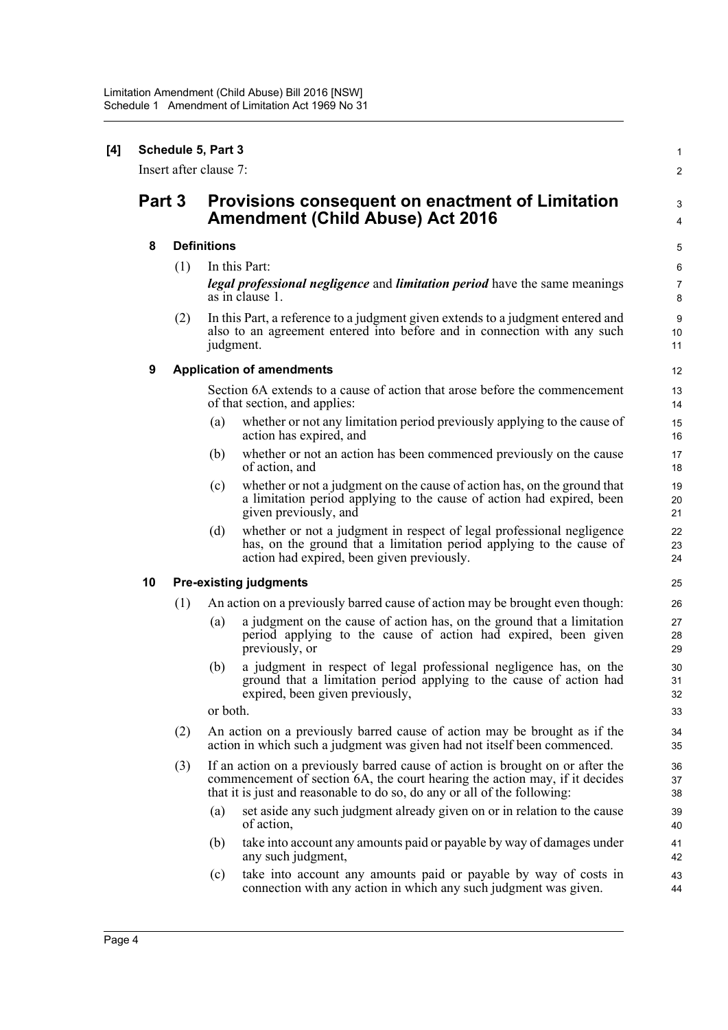**[4] Schedule 5, Part 3**

Insert after clause 7:

## Part 3 Provisions consequent on enactment of Limitation Amendment (Child Abuse) Act 2016

### 8 Definitions

(1) In this Part:

***legal professional negligence*** and ***limitation period*** have the same meanings as in clause 1.

(2) In this Part, a reference to a judgment given extends to a judgment entered and also to an agreement entered into before and in connection with any such judgment.

### 9 Application of amendments

Section 6A extends to a cause of action that arose before the commencement of that section, and applies:

(a) whether or not any limitation period previously applying to the cause of action has expired, and

(b) whether or not an action has been commenced previously on the cause of action, and

(c) whether or not a judgment on the cause of action has, on the ground that a limitation period applying to the cause of action had expired, been given previously, and

(d) whether or not a judgment in respect of legal professional negligence has, on the ground that a limitation period applying to the cause of action had expired, been given previously.

### 10 Pre-existing judgments

(1) An action on a previously barred cause of action may be brought even though:

(a) a judgment on the cause of action has, on the ground that a limitation period applying to the cause of action had expired, been given previously, or

(b) a judgment in respect of legal professional negligence has, on the ground that a limitation period applying to the cause of action had expired, been given previously,

or both.

(2) An action on a previously barred cause of action may be brought as if the action in which such a judgment was given had not itself been commenced.

(3) If an action on a previously barred cause of action is brought on or after the commencement of section 6A, the court hearing the action may, if it decides that it is just and reasonable to do so, do any or all of the following:

(a) set aside any such judgment already given on or in relation to the cause of action,

(b) take into account any amounts paid or payable by way of damages under any such judgment,

(c) take into account any amounts paid or payable by way of costs in connection with any action in which any such judgment was given.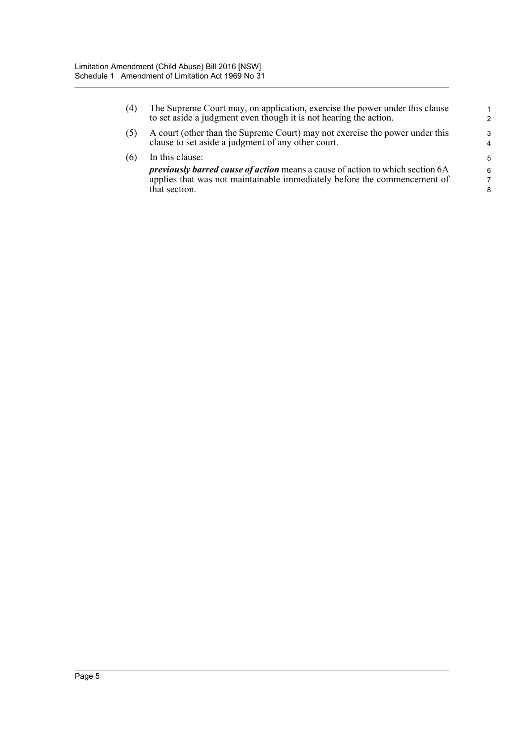(4) The Supreme Court may, on application, exercise the power under this clause to set aside a judgment even though it is not hearing the action.

(5) A court (other than the Supreme Court) may not exercise the power under this clause to set aside a judgment of any other court.

(6) In this clause:

***previously barred cause of action*** means a cause of action to which section 6A applies that was not maintainable immediately before the commencement of that section.